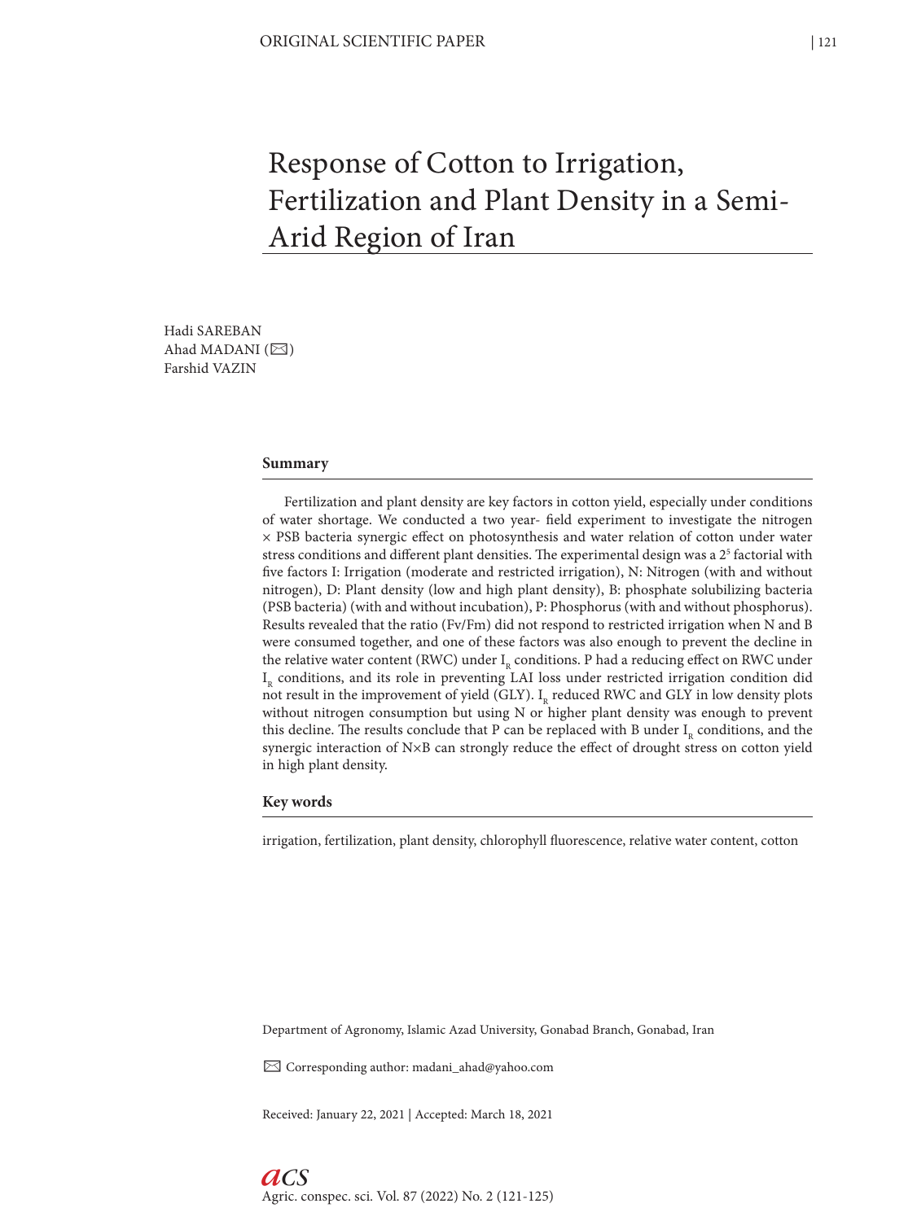ORIGINAL SCIENTIFIC PAPER

# Response of Cotton to Irrigation, Fertilization and Plant Density in a Semi-Arid Region of Iran

Hadi SAREBAN
Ahad MADANI (✉)
Farshid VAZIN

## Summary

Fertilization and plant density are key factors in cotton yield, especially under conditions of water shortage. We conducted a two year- field experiment to investigate the nitrogen × PSB bacteria synergic effect on photosynthesis and water relation of cotton under water stress conditions and different plant densities. The experimental design was a $2^5$ factorial with five factors I: Irrigation (moderate and restricted irrigation), N: Nitrogen (with and without nitrogen), D: Plant density (low and high plant density), B: phosphate solubilizing bacteria (PSB bacteria) (with and without incubation), P: Phosphorus (with and without phosphorus). Results revealed that the ratio (Fv/Fm) did not respond to restricted irrigation when N and B were consumed together, and one of these factors was also enough to prevent the decline in the relative water content (RWC) under $I_R$ conditions. P had a reducing effect on RWC under $I_R$ conditions, and its role in preventing LAI loss under restricted irrigation condition did not result in the improvement of yield (GLY). $I_R$ reduced RWC and GLY in low density plots without nitrogen consumption but using N or higher plant density was enough to prevent this decline. The results conclude that P can be replaced with B under $I_R$ conditions, and the synergic interaction of N×B can strongly reduce the effect of drought stress on cotton yield in high plant density.

## Key words

irrigation, fertilization, plant density, chlorophyll fluorescence, relative water content, cotton

Department of Agronomy, Islamic Azad University, Gonabad Branch, Gonabad, Iran

✉ Corresponding author: madani_ahad@yahoo.com

Received: January 22, 2021 | Accepted: March 18, 2021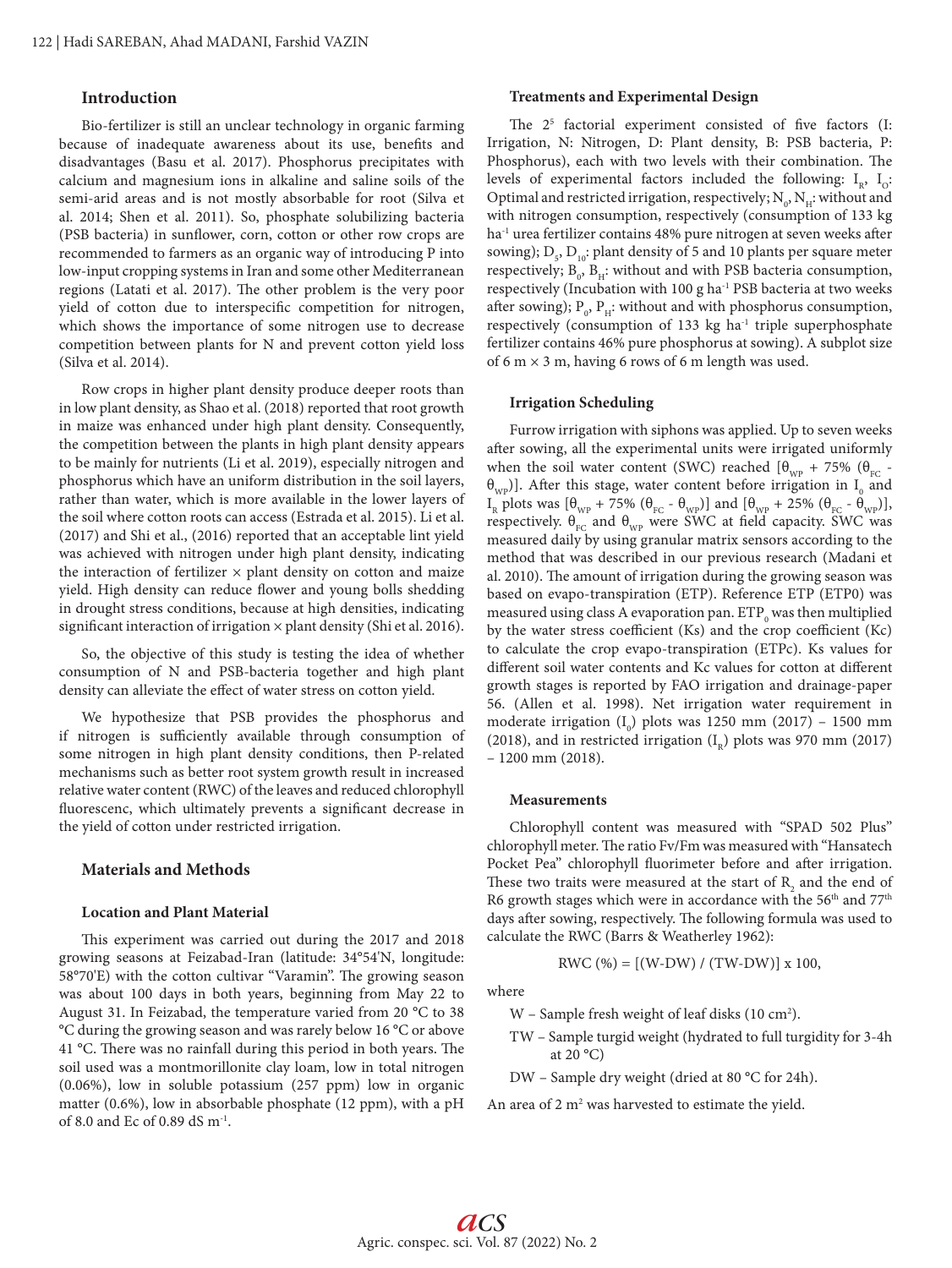## Introduction

Bio-fertilizer is still an unclear technology in organic farming because of inadequate awareness about its use, benefits and disadvantages (Basu et al. 2017). Phosphorus precipitates with calcium and magnesium ions in alkaline and saline soils of the semi-arid areas and is not mostly absorbable for root (Silva et al. 2014; Shen et al. 2011). So, phosphate solubilizing bacteria (PSB bacteria) in sunflower, corn, cotton or other row crops are recommended to farmers as an organic way of introducing P into low-input cropping systems in Iran and some other Mediterranean regions (Latati et al. 2017). The other problem is the very poor yield of cotton due to interspecific competition for nitrogen, which shows the importance of some nitrogen use to decrease competition between plants for N and prevent cotton yield loss (Silva et al. 2014).

Row crops in higher plant density produce deeper roots than in low plant density, as Shao et al. (2018) reported that root growth in maize was enhanced under high plant density. Consequently, the competition between the plants in high plant density appears to be mainly for nutrients (Li et al. 2019), especially nitrogen and phosphorus which have an uniform distribution in the soil layers, rather than water, which is more available in the lower layers of the soil where cotton roots can access (Estrada et al. 2015). Li et al. (2017) and Shi et al., (2016) reported that an acceptable lint yield was achieved with nitrogen under high plant density, indicating the interaction of fertilizer × plant density on cotton and maize yield. High density can reduce flower and young bolls shedding in drought stress conditions, because at high densities, indicating significant interaction of irrigation × plant density (Shi et al. 2016).

So, the objective of this study is testing the idea of whether consumption of N and PSB-bacteria together and high plant density can alleviate the effect of water stress on cotton yield.

We hypothesize that PSB provides the phosphorus and if nitrogen is sufficiently available through consumption of some nitrogen in high plant density conditions, then P-related mechanisms such as better root system growth result in increased relative water content (RWC) of the leaves and reduced chlorophyll fluorescenc, which ultimately prevents a significant decrease in the yield of cotton under restricted irrigation.

## Materials and Methods

### Location and Plant Material

This experiment was carried out during the 2017 and 2018 growing seasons at Feizabad-Iran (latitude: 34°54'N, longitude: 58°70'E) with the cotton cultivar "Varamin". The growing season was about 100 days in both years, beginning from May 22 to August 31. In Feizabad, the temperature varied from 20 °C to 38 °C during the growing season and was rarely below 16 °C or above 41 °C. There was no rainfall during this period in both years. The soil used was a montmorillonite clay loam, low in total nitrogen (0.06%), low in soluble potassium (257 ppm) low in organic matter (0.6%), low in absorbable phosphate (12 ppm), with a pH of 8.0 and Ec of 0.89 dS m$^{-1}$.

### Treatments and Experimental Design

The $2^5$ factorial experiment consisted of five factors (I: Irrigation, N: Nitrogen, D: Plant density, B: PSB bacteria, P: Phosphorus), each with two levels with their combination. The levels of experimental factors included the following: $I_R$, $I_O$: Optimal and restricted irrigation, respectively; $N_0$, $N_H$: without and with nitrogen consumption, respectively (consumption of 133 kg ha$^{-1}$ urea fertilizer contains 48% pure nitrogen at seven weeks after sowing); $D_5$, $D_{10}$: plant density of 5 and 10 plants per square meter respectively; $B_0$, $B_H$: without and with PSB bacteria consumption, respectively (Incubation with 100 g ha$^{-1}$ PSB bacteria at two weeks after sowing); $P_0$, $P_H$: without and with phosphorus consumption, respectively (consumption of 133 kg ha$^{-1}$ triple superphosphate fertilizer contains 46% pure phosphorus at sowing). A subplot size of 6 m × 3 m, having 6 rows of 6 m length was used.

### Irrigation Scheduling

Furrow irrigation with siphons was applied. Up to seven weeks after sowing, all the experimental units were irrigated uniformly when the soil water content (SWC) reached [$\theta_{WP}$ + 75% ($\theta_{FC}$ - $\theta_{WP}$)]. After this stage, water content before irrigation in $I_0$ and $I_R$ plots was [$\theta_{WP}$ + 75% ($\theta_{FC}$ - $\theta_{WP}$)] and [$\theta_{WP}$ + 25% ($\theta_{FC}$ - $\theta_{WP}$)], respectively. $\theta_{FC}$ and $\theta_{WP}$ were SWC at field capacity. SWC was measured daily by using granular matrix sensors according to the method that was described in our previous research (Madani et al. 2010). The amount of irrigation during the growing season was based on evapo-transpiration (ETP). Reference ETP (ETP0) was measured using class A evaporation pan. $ETP_0$ was then multiplied by the water stress coefficient (Ks) and the crop coefficient (Kc) to calculate the crop evapo-transpiration (ETPc). Ks values for different soil water contents and Kc values for cotton at different growth stages is reported by FAO irrigation and drainage-paper 56. (Allen et al. 1998). Net irrigation water requirement in moderate irrigation ($I_0$) plots was 1250 mm (2017) – 1500 mm (2018), and in restricted irrigation ($I_R$) plots was 970 mm (2017) – 1200 mm (2018).

### Measurements

Chlorophyll content was measured with "SPAD 502 Plus" chlorophyll meter. The ratio Fv/Fm was measured with "Hansatech Pocket Pea" chlorophyll fluorimeter before and after irrigation. These two traits were measured at the start of $R_2$ and the end of R6 growth stages which were in accordance with the 56th and 77th days after sowing, respectively. The following formula was used to calculate the RWC (Barrs & Weatherley 1962):

$$RWC\ (\%) = [(W-DW) / (TW-DW)] \times 100,$$

where

- W – Sample fresh weight of leaf disks (10 cm$^2$).
- TW – Sample turgid weight (hydrated to full turgidity for 3-4h at 20 °C)
- DW – Sample dry weight (dried at 80 °C for 24h).

An area of 2 m$^2$ was harvested to estimate the yield.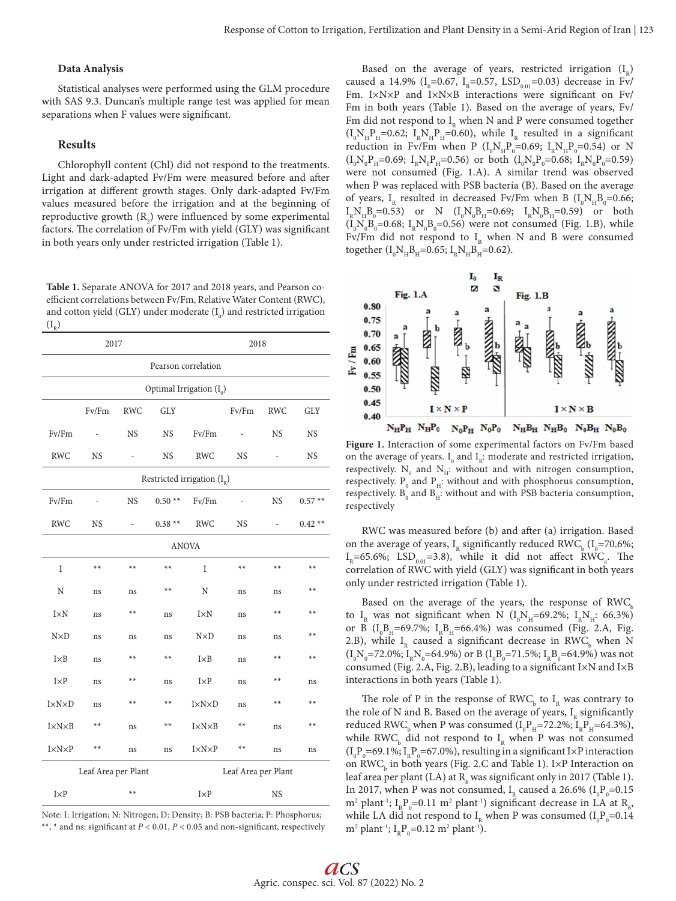### Data Analysis

Statistical analyses were performed using the GLM procedure with SAS 9.3. Duncan's multiple range test was applied for mean separations when F values were significant.

### Results

Chlorophyll content (Chl) did not respond to the treatments. Light and dark-adapted Fv/Fm were measured before and after irrigation at different growth stages. Only dark-adapted Fv/Fm values measured before the irrigation and at the beginning of reproductive growth ($R_2$) were influenced by some experimental factors. The correlation of Fv/Fm with yield (GLY) was significant in both years only under restricted irrigation (Table 1).

**Table 1.** Separate ANOVA for 2017 and 2018 years, and Pearson coefficient correlations between Fv/Fm, Relative Water Content (RWC), and cotton yield (GLY) under moderate ($I_0$) and restricted irrigation ($I_R$)

| 2017 | | | | 2018 | | | |
|---|---|---|---|---|---|---|---|
| Pearson correlation | | | | | | | |
| Optimal Irrigation ($I_0$) | | | | | | | |
| | Fv/Fm | RWC | GLY | | Fv/Fm | RWC | GLY |
| Fv/Fm | - | NS | NS | Fv/Fm | - | NS | NS |
| RWC | NS | - | NS | RWC | NS | - | NS |
| Restricted irrigation ($I_R$) | | | | | | | |
| Fv/Fm | - | NS | 0.50 ** | Fv/Fm | - | NS | 0.57 ** |
| RWC | NS | - | 0.38 ** | RWC | NS | - | 0.42 ** |
| ANOVA | | | | | | | |
| I | ** | ** | ** | I | ** | ** | ** |
| N | ns | ns | ** | N | ns | ns | ** |
| I×N | ns | ** | ns | I×N | ns | ** | ** |
| N×D | ns | ns | ns | N×D | ns | ns | ** |
| I×B | ns | ** | ** | I×B | ns | ** | ** |
| I×P | ns | ** | ns | I×P | ns | ** | ns |
| I×N×D | ns | ** | ** | I×N×D | ns | ** | ** |
| I×N×B | ** | ns | ** | I×N×B | ** | ns | ** |
| I×N×P | ** | ns | ns | I×N×P | ** | ns | ns |
| Leaf Area per Plant | | | | Leaf Area per Plant | | | |
| I×P | | ** | | I×P | | NS | |

Note: I: Irrigation; N: Nitrogen; D: Density; B: PSB bacteria; P: Phosphorus; **, * and ns: significant at $P < 0.01$, $P < 0.05$ and non-significant, respectively

Based on the average of years, restricted irrigation ($I_R$) caused a 14.9% ($I_0$=0.67, $I_R$=0.57, $LSD_{0.01}$=0.03) decrease in Fv/Fm. I×N×P and I×N×B interactions were significant on Fv/Fm in both years (Table 1). Based on the average of years, Fv/Fm did not respond to $I_R$ when N and P were consumed together ($I_0N_HP_H$=0.62; $I_RN_HP_H$=0.60), while $I_R$ resulted in a significant reduction in Fv/Fm when P ($I_0N_HP_0$=0.69; $I_RN_HP_0$=0.54) or N ($I_0N_0P_H$=0.69; $I_RN_0P_H$=0.56) or both ($I_0N_0P_0$=0.68; $I_RN_0P_0$=0.59) were not consumed (Fig. 1.A). A similar trend was observed when P was replaced with PSB bacteria (B). Based on the average of years, $I_R$ resulted in decreased Fv/Fm when B ($I_0N_HB_0$=0.66; $I_RN_HB_0$=0.53) or N ($I_0N_0B_H$=0.69; $I_RN_0B_H$=0.59) or both ($I_0N_0B_0$=0.68; $I_RN_0B_0$=0.56) were not consumed (Fig. 1.B), while Fv/Fm did not respond to $I_R$ when N and B were consumed together ($I_0N_HB_H$=0.65; $I_RN_HB_H$=0.62).

**Figure 1.** Interaction of some experimental factors on Fv/Fm based on the average of years. $I_0$ and $I_R$: moderate and restricted irrigation, respectively. $N_0$ and $N_H$: without and with nitrogen consumption, respectively. $P_0$ and $P_H$: without and with phosphorus consumption, respectively. $B_0$ and $B_H$: without and with PSB bacteria consumption, respectively

RWC was measured before (b) and after (a) irrigation. Based on the average of years, $I_R$ significantly reduced $RWC_b$ ($I_0$=70.6%; $I_R$=65.6%; $LSD_{0.01}$=3.8), while it did not affect $RWC_a$. The correlation of RWC with yield (GLY) was significant only under restricted irrigation (Table 1).

Based on the average of the years, the response of $RWC_b$ to $I_R$ was not significant when N ($I_0N_H$=69.2%; $I_RN_H$: 66.3%) or B ($I_0B_H$=69.7%; $I_RB_H$=66.4%) was consumed (Fig. 2.A, Fig. 2.B), while $I_R$ caused a significant decrease in $RWC_b$ when N ($I_0N_0$=72.0%; $I_RN_0$=64.9%) or B ($I_0B_0$=71.5%; $I_RB_0$=64.9%) was not consumed (Fig. 2.A, Fig. 2.B), leading to a significant I×N and I×B interactions in both years (Table 1).

The role of P in the response of $RWC_b$ to $I_R$ was contrary to the role of N and B. Based on the average of years, $I_R$ significantly reduced $RWC_b$ when P was consumed ($I_0P_H$=72.2%; $I_RP_H$=64.3%), while $RWC_b$ did not respond to $I_R$ when P was not consumed ($I_0P_0$=69.1%; $I_RP_0$=67.0%), resulting in a significant I×P interaction on $RWC_b$ in both years (Fig. 2.C and Table 1). I×P Interaction on leaf area per plant (LA) at $R_6$ was significant only in 2017 (Table 1). In 2017, when P was not consumed, $I_R$ caused a 26.6% ($I_0P_0$=0.15 $m^2$ $plant^{-1}$; $I_RP_0$=0.11 $m^2$ $plant^{-1}$) significant decrease in LA at $R_6$, while LA did not respond to $I_R$ when P was consumed ($I_0P_0$=0.14 $m^2$ $plant^{-1}$; $I_RP_0$=0.12 $m^2$ $plant^{-1}$).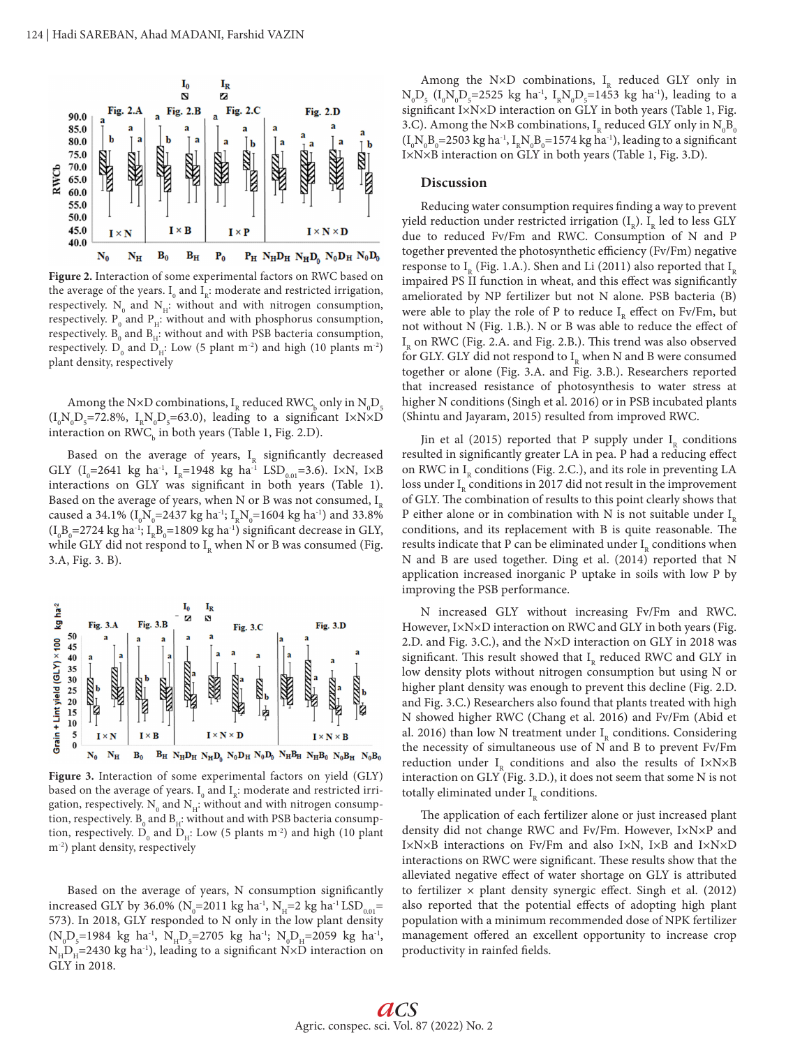**Figure 2.** Interaction of some experimental factors on RWC based on the average of the years. $I_0$ and $I_R$: moderate and restricted irrigation, respectively. $N_0$ and $N_H$: without and with nitrogen consumption, respectively. $P_0$ and $P_H$: without and with phosphorus consumption, respectively. $B_0$ and $B_H$: without and with PSB bacteria consumption, respectively. $D_0$ and $D_H$: Low (5 plant $m^{-2}$) and high (10 plants $m^{-2}$) plant density, respectively

Among the N×D combinations, $I_R$ reduced $RWC_b$ only in $N_0D_5$ ($I_0N_0D_5$=72.8%, $I_RN_0D_5$=63.0), leading to a significant I×N×D interaction on $RWC_b$ in both years (Table 1, Fig. 2.D).

Based on the average of years, $I_R$ significantly decreased GLY ($I_0$=2641 kg $ha^{-1}$, $I_R$=1948 kg $ha^{-1}$ $LSD_{0.01}$=3.6). I×N, I×B interactions on GLY was significant in both years (Table 1). Based on the average of years, when N or B was not consumed, $I_R$ caused a 34.1% ($I_0N_0$=2437 kg $ha^{-1}$; $I_RN_0$=1604 kg $ha^{-1}$) and 33.8% ($I_0B_0$=2724 kg $ha^{-1}$; $I_RB_0$=1809 kg $ha^{-1}$) significant decrease in GLY, while GLY did not respond to $I_R$ when N or B was consumed (Fig. 3.A, Fig. 3. B).

**Figure 3.** Interaction of some experimental factors on yield (GLY) based on the average of years. $I_0$ and $I_R$: moderate and restricted irrigation, respectively. $N_0$ and $N_H$: without and with nitrogen consumption, respectively. $B_0$ and $B_H$: without and with PSB bacteria consumption, respectively. $D_0$ and $D_H$: Low (5 plants $m^{-2}$) and high (10 plant $m^{-2}$) plant density, respectively

Based on the average of years, N consumption significantly increased GLY by 36.0% ($N_0$=2011 kg $ha^{-1}$, $N_H$=2 kg $ha^{-1}$ $LSD_{0.01}$= 573). In 2018, GLY responded to N only in the low plant density ($N_0D_5$=1984 kg $ha^{-1}$, $N_HD_5$=2705 kg $ha^{-1}$; $N_0D_H$=2059 kg $ha^{-1}$, $N_HD_H$=2430 kg $ha^{-1}$), leading to a significant N×D interaction on GLY in 2018.

Among the N×D combinations, $I_R$ reduced GLY only in $N_0D_5$ ($I_0N_0D_5$=2525 kg $ha^{-1}$, $I_RN_0D_5$=1453 kg $ha^{-1}$), leading to a significant I×N×D interaction on GLY in both years (Table 1, Fig. 3.C). Among the N×B combinations, $I_R$ reduced GLY only in $N_0B_0$ ($I_0N_0B_0$=2503 kg $ha^{-1}$, $I_RN_0B_0$=1574 kg $ha^{-1}$), leading to a significant I×N×B interaction on GLY in both years (Table 1, Fig. 3.D).

## Discussion

Reducing water consumption requires finding a way to prevent yield reduction under restricted irrigation ($I_R$). $I_R$ led to less GLY due to reduced Fv/Fm and RWC. Consumption of N and P together prevented the photosynthetic efficiency (Fv/Fm) negative response to $I_R$ (Fig. 1.A.). Shen and Li (2011) also reported that $I_R$ impaired PS II function in wheat, and this effect was significantly ameliorated by NP fertilizer but not N alone. PSB bacteria (B) were able to play the role of P to reduce $I_R$ effect on Fv/Fm, but not without N (Fig. 1.B.). N or B was able to reduce the effect of $I_R$ on RWC (Fig. 2.A. and Fig. 2.B.). This trend was also observed for GLY. GLY did not respond to $I_R$ when N and B were consumed together or alone (Fig. 3.A. and Fig. 3.B.). Researchers reported that increased resistance of photosynthesis to water stress at higher N conditions (Singh et al. 2016) or in PSB incubated plants (Shintu and Jayaram, 2015) resulted from improved RWC.

Jin et al (2015) reported that P supply under $I_R$ conditions resulted in significantly greater LA in pea. P had a reducing effect on RWC in $I_R$ conditions (Fig. 2.C.), and its role in preventing LA loss under $I_R$ conditions in 2017 did not result in the improvement of GLY. The combination of results to this point clearly shows that P either alone or in combination with N is not suitable under $I_R$ conditions, and its replacement with B is quite reasonable. The results indicate that P can be eliminated under $I_R$ conditions when N and B are used together. Ding et al. (2014) reported that N application increased inorganic P uptake in soils with low P by improving the PSB performance.

N increased GLY without increasing Fv/Fm and RWC. However, I×N×D interaction on RWC and GLY in both years (Fig. 2.D. and Fig. 3.C.), and the N×D interaction on GLY in 2018 was significant. This result showed that $I_R$ reduced RWC and GLY in low density plots without nitrogen consumption but using N or higher plant density was enough to prevent this decline (Fig. 2.D. and Fig. 3.C.) Researchers also found that plants treated with high N showed higher RWC (Chang et al. 2016) and Fv/Fm (Abid et al. 2016) than low N treatment under $I_R$ conditions. Considering the necessity of simultaneous use of N and B to prevent Fv/Fm reduction under $I_R$ conditions and also the results of I×N×B interaction on GLY (Fig. 3.D.), it does not seem that some N is not totally eliminated under $I_R$ conditions.

The application of each fertilizer alone or just increased plant density did not change RWC and Fv/Fm. However, I×N×P and I×N×B interactions on Fv/Fm and also I×N, I×B and I×N×D interactions on RWC were significant. These results show that the alleviated negative effect of water shortage on GLY is attributed to fertilizer × plant density synergic effect. Singh et al. (2012) also reported that the potential effects of adopting high plant population with a minimum recommended dose of NPK fertilizer management offered an excellent opportunity to increase crop productivity in rainfed fields.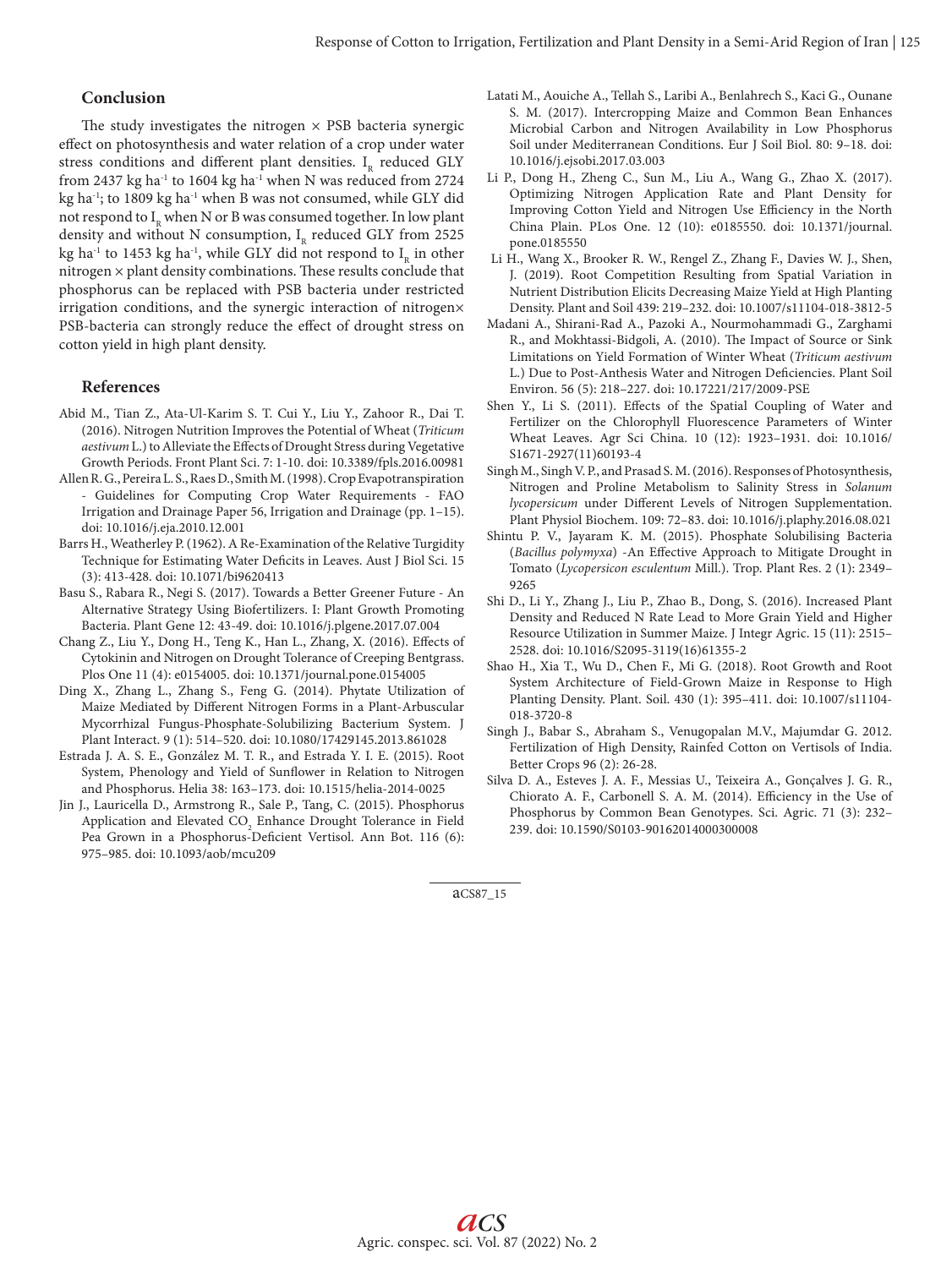## Conclusion

The study investigates the nitrogen × PSB bacteria synergic effect on photosynthesis and water relation of a crop under water stress conditions and different plant densities. $I_R$ reduced GLY from 2437 kg ha$^{-1}$ to 1604 kg ha$^{-1}$ when N was reduced from 2724 kg ha$^{-1}$; to 1809 kg ha$^{-1}$ when B was not consumed, while GLY did not respond to $I_R$ when N or B was consumed together. In low plant density and without N consumption, $I_R$ reduced GLY from 2525 kg ha$^{-1}$ to 1453 kg ha$^{-1}$, while GLY did not respond to $I_R$ in other nitrogen × plant density combinations. These results conclude that phosphorus can be replaced with PSB bacteria under restricted irrigation conditions, and the synergic interaction of nitrogen× PSB-bacteria can strongly reduce the effect of drought stress on cotton yield in high plant density.

## References

Abid M., Tian Z., Ata-Ul-Karim S. T. Cui Y., Liu Y., Zahoor R., Dai T. (2016). Nitrogen Nutrition Improves the Potential of Wheat (*Triticum aestivum* L.) to Alleviate the Effects of Drought Stress during Vegetative Growth Periods. Front Plant Sci. 7: 1-10. doi: 10.3389/fpls.2016.00981

Allen R. G., Pereira L. S., Raes D., Smith M. (1998). Crop Evapotranspiration - Guidelines for Computing Crop Water Requirements - FAO Irrigation and Drainage Paper 56, Irrigation and Drainage (pp. 1–15). doi: 10.1016/j.eja.2010.12.001

Barrs H., Weatherley P. (1962). A Re-Examination of the Relative Turgidity Technique for Estimating Water Deficits in Leaves. Aust J Biol Sci. 15 (3): 413-428. doi: 10.1071/bi9620413

Basu S., Rabara R., Negi S. (2017). Towards a Better Greener Future - An Alternative Strategy Using Biofertilizers. I: Plant Growth Promoting Bacteria. Plant Gene 12: 43-49. doi: 10.1016/j.plgene.2017.07.004

Chang Z., Liu Y., Dong H., Teng K., Han L., Zhang, X. (2016). Effects of Cytokinin and Nitrogen on Drought Tolerance of Creeping Bentgrass. Plos One 11 (4): e0154005. doi: 10.1371/journal.pone.0154005

Ding X., Zhang L., Zhang S., Feng G. (2014). Phytate Utilization of Maize Mediated by Different Nitrogen Forms in a Plant-Arbuscular Mycorrhizal Fungus-Phosphate-Solubilizing Bacterium System. J Plant Interact. 9 (1): 514–520. doi: 10.1080/17429145.2013.861028

Estrada J. A. S. E., González M. T. R., and Estrada Y. I. E. (2015). Root System, Phenology and Yield of Sunflower in Relation to Nitrogen and Phosphorus. Helia 38: 163–173. doi: 10.1515/helia-2014-0025

Jin J., Lauricella D., Armstrong R., Sale P., Tang, C. (2015). Phosphorus Application and Elevated $CO_2$ Enhance Drought Tolerance in Field Pea Grown in a Phosphorus-Deficient Vertisol. Ann Bot. 116 (6): 975–985. doi: 10.1093/aob/mcu209

Latati M., Aouiche A., Tellah S., Laribi A., Benlahrech S., Kaci G., Ounane S. M. (2017). Intercropping Maize and Common Bean Enhances Microbial Carbon and Nitrogen Availability in Low Phosphorus Soil under Mediterranean Conditions. Eur J Soil Biol. 80: 9–18. doi: 10.1016/j.ejsobi.2017.03.003

Li P., Dong H., Zheng C., Sun M., Liu A., Wang G., Zhao X. (2017). Optimizing Nitrogen Application Rate and Plant Density for Improving Cotton Yield and Nitrogen Use Efficiency in the North China Plain. PLos One. 12 (10): e0185550. doi: 10.1371/journal.pone.0185550

Li H., Wang X., Brooker R. W., Rengel Z., Zhang F., Davies W. J., Shen, J. (2019). Root Competition Resulting from Spatial Variation in Nutrient Distribution Elicits Decreasing Maize Yield at High Planting Density. Plant and Soil 439: 219–232. doi: 10.1007/s11104-018-3812-5

Madani A., Shirani-Rad A., Pazoki A., Nourmohammadi G., Zarghami R., and Mokhtassi-Bidgoli, A. (2010). The Impact of Source or Sink Limitations on Yield Formation of Winter Wheat (*Triticum aestivum* L.) Due to Post-Anthesis Water and Nitrogen Deficiencies. Plant Soil Environ. 56 (5): 218–227. doi: 10.17221/217/2009-PSE

Shen Y., Li S. (2011). Effects of the Spatial Coupling of Water and Fertilizer on the Chlorophyll Fluorescence Parameters of Winter Wheat Leaves. Agr Sci China. 10 (12): 1923–1931. doi: 10.1016/S1671-2927(11)60193-4

Singh M., Singh V. P., and Prasad S. M. (2016). Responses of Photosynthesis, Nitrogen and Proline Metabolism to Salinity Stress in *Solanum lycopersicum* under Different Levels of Nitrogen Supplementation. Plant Physiol Biochem. 109: 72–83. doi: 10.1016/j.plaphy.2016.08.021

Shintu P. V., Jayaram K. M. (2015). Phosphate Solubilising Bacteria (*Bacillus polymyxa*) -An Effective Approach to Mitigate Drought in Tomato (*Lycopersicon esculentum* Mill.). Trop. Plant Res. 2 (1): 2349–9265

Shi D., Li Y., Zhang J., Liu P., Zhao B., Dong, S. (2016). Increased Plant Density and Reduced N Rate Lead to More Grain Yield and Higher Resource Utilization in Summer Maize. J Integr Agric. 15 (11): 2515–2528. doi: 10.1016/S2095-3119(16)61355-2

Shao H., Xia T., Wu D., Chen F., Mi G. (2018). Root Growth and Root System Architecture of Field-Grown Maize in Response to High Planting Density. Plant. Soil. 430 (1): 395–411. doi: 10.1007/s11104-018-3720-8

Singh J., Babar S., Abraham S., Venugopalan M.V., Majumdar G. 2012. Fertilization of High Density, Rainfed Cotton on Vertisols of India. Better Crops 96 (2): 26-28.

Silva D. A., Esteves J. A. F., Messias U., Teixeira A., Gonçalves J. G. R., Chiorato A. F., Carbonell S. A. M. (2014). Efficiency in the Use of Phosphorus by Common Bean Genotypes. Sci. Agric. 71 (3): 232–239. doi: 10.1590/S0103-90162014000300008

aCS87_15